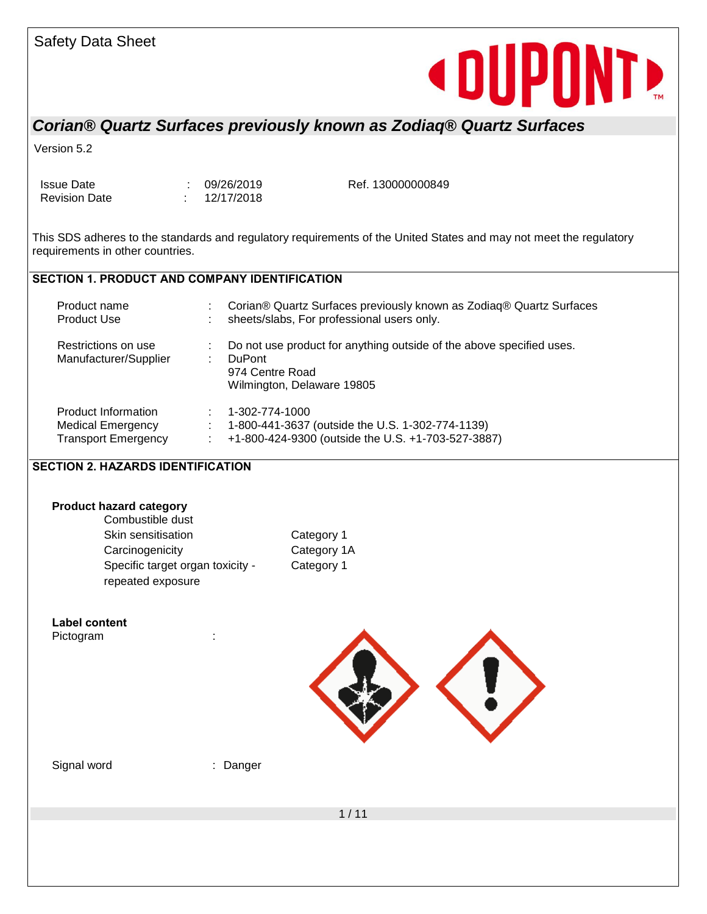Safety Data Sheet

# Corian® Quartz Surfaces previously known as Zodiaq® Quartz Surfaces

Version 5.2

| | | |
|---|---|---|
| Issue Date | : 09/26/2019 | Ref. 130000000849 |
| Revision Date | : 12/17/2018 | |

This SDS adheres to the standards and regulatory requirements of the United States and may not meet the regulatory requirements in other countries.

## SECTION 1. PRODUCT AND COMPANY IDENTIFICATION

| | |
|---|---|
| Product name | : Corian® Quartz Surfaces previously known as Zodiaq® Quartz Surfaces |
| Product Use | : sheets/slabs, For professional users only. |
| Restrictions on use | : Do not use product for anything outside of the above specified uses. |
| Manufacturer/Supplier | : DuPont<br>974 Centre Road<br>Wilmington, Delaware 19805 |
| Product Information | : 1-302-774-1000 |
| Medical Emergency | : 1-800-441-3637 (outside the U.S. 1-302-774-1139) |
| Transport Emergency | : +1-800-424-9300 (outside the U.S. +1-703-527-3887) |

## SECTION 2. HAZARDS IDENTIFICATION

**Product hazard category**

| | |
|---|---|
| Combustible dust | |
| Skin sensitisation | Category 1 |
| Carcinogenicity | Category 1A |
| Specific target organ toxicity - repeated exposure | Category 1 |

**Label content**

Pictogram :

Signal word : Danger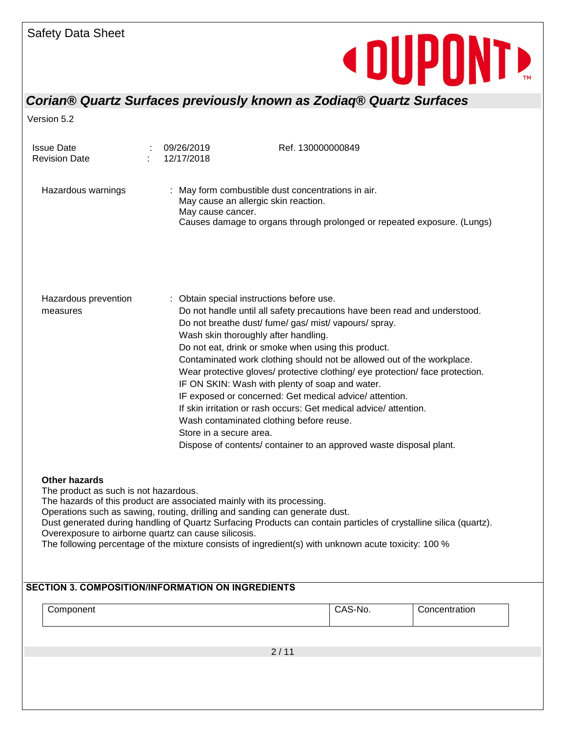Hazardous warnings : May form combustible dust concentrations in air.
May cause an allergic skin reaction.
May cause cancer.
Causes damage to organs through prolonged or repeated exposure. (Lungs)

Hazardous prevention measures : Obtain special instructions before use.
Do not handle until all safety precautions have been read and understood.
Do not breathe dust/ fume/ gas/ mist/ vapours/ spray.
Wash skin thoroughly after handling.
Do not eat, drink or smoke when using this product.
Contaminated work clothing should not be allowed out of the workplace.
Wear protective gloves/ protective clothing/ eye protection/ face protection.
IF ON SKIN: Wash with plenty of soap and water.
IF exposed or concerned: Get medical advice/ attention.
If skin irritation or rash occurs: Get medical advice/ attention.
Wash contaminated clothing before reuse.
Store in a secure area.
Dispose of contents/ container to an approved waste disposal plant.

**Other hazards**

The product as such is not hazardous.
The hazards of this product are associated mainly with its processing.
Operations such as sawing, routing, drilling and sanding can generate dust.
Dust generated during handling of Quartz Surfacing Products can contain particles of crystalline silica (quartz).
Overexposure to airborne quartz can cause silicosis.
The following percentage of the mixture consists of ingredient(s) with unknown acute toxicity: 100 %

## SECTION 3. COMPOSITION/INFORMATION ON INGREDIENTS

| Component | CAS-No. | Concentration |
|---|---|---|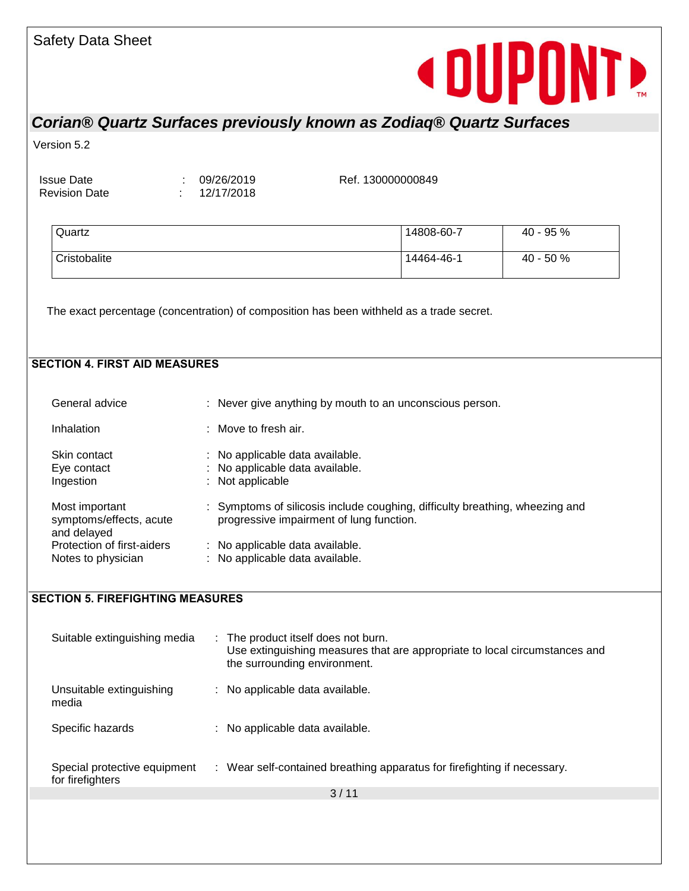| | | |
|---|---|---|
| Quartz | 14808-60-7 | 40 - 95 % |
| Cristobalite | 14464-46-1 | 40 - 50 % |

The exact percentage (concentration) of composition has been withheld as a trade secret.

## SECTION 4. FIRST AID MEASURES

General advice : Never give anything by mouth to an unconscious person.

Inhalation : Move to fresh air.

Skin contact : No applicable data available.
Eye contact : No applicable data available.
Ingestion : Not applicable

Most important symptoms/effects, acute and delayed : Symptoms of silicosis include coughing, difficulty breathing, wheezing and progressive impairment of lung function.
Protection of first-aiders : No applicable data available.
Notes to physician : No applicable data available.

## SECTION 5. FIREFIGHTING MEASURES

Suitable extinguishing media : The product itself does not burn.
Use extinguishing measures that are appropriate to local circumstances and the surrounding environment.

Unsuitable extinguishing media : No applicable data available.

Specific hazards : No applicable data available.

Special protective equipment for firefighters : Wear self-contained breathing apparatus for firefighting if necessary.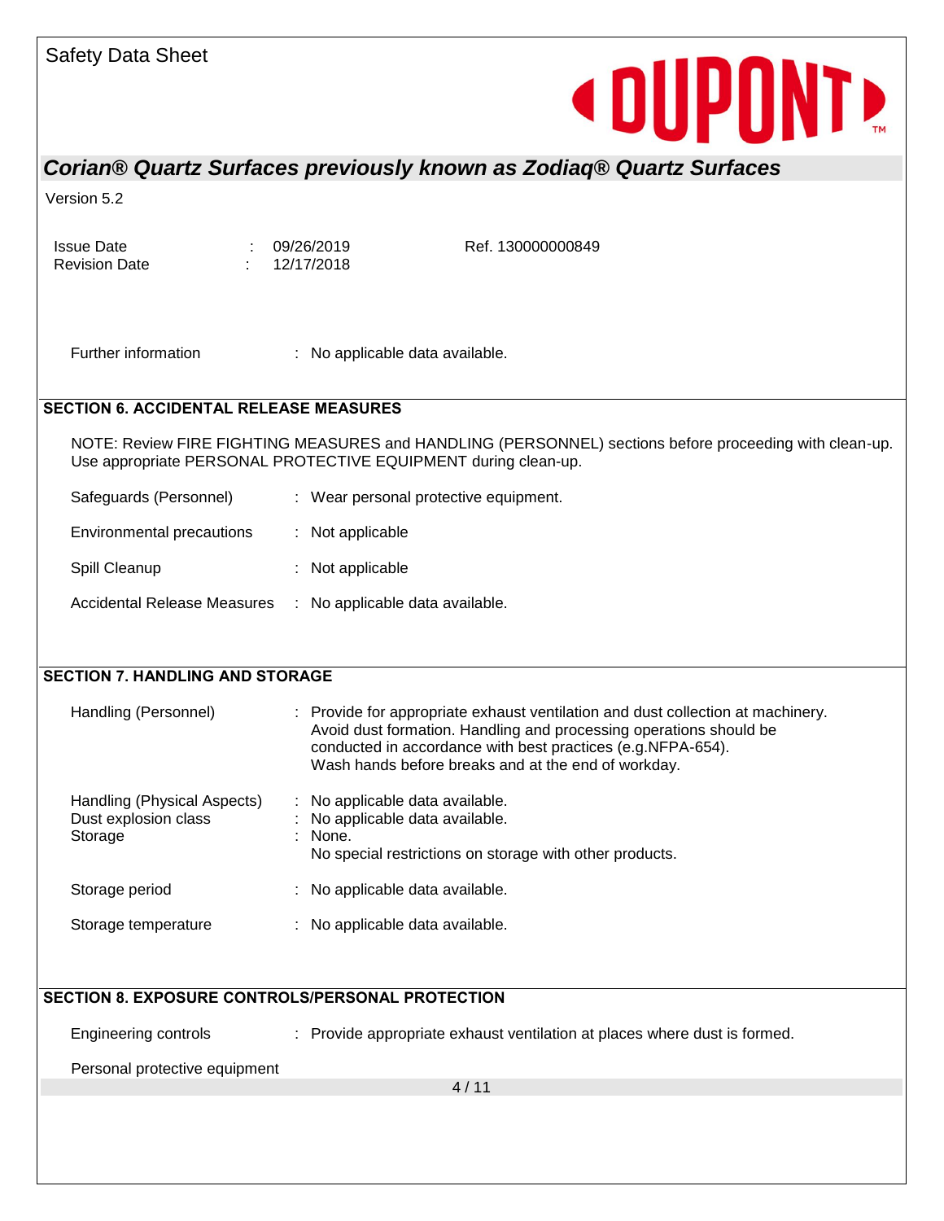Further information : No applicable data available.

## SECTION 6. ACCIDENTAL RELEASE MEASURES

NOTE: Review FIRE FIGHTING MEASURES and HANDLING (PERSONNEL) sections before proceeding with clean-up. Use appropriate PERSONAL PROTECTIVE EQUIPMENT during clean-up.

| | |
|---|---|
| Safeguards (Personnel) | : Wear personal protective equipment. |
| Environmental precautions | : Not applicable |
| Spill Cleanup | : Not applicable |
| Accidental Release Measures | : No applicable data available. |

## SECTION 7. HANDLING AND STORAGE

| | |
|---|---|
| Handling (Personnel) | : Provide for appropriate exhaust ventilation and dust collection at machinery. Avoid dust formation. Handling and processing operations should be conducted in accordance with best practices (e.g.NFPA-654). Wash hands before breaks and at the end of workday. |
| Handling (Physical Aspects) | : No applicable data available. |
| Dust explosion class | : No applicable data available. |
| Storage | : None. No special restrictions on storage with other products. |
| Storage period | : No applicable data available. |
| Storage temperature | : No applicable data available. |

## SECTION 8. EXPOSURE CONTROLS/PERSONAL PROTECTION

| | |
|---|---|
| Engineering controls | : Provide appropriate exhaust ventilation at places where dust is formed. |

Personal protective equipment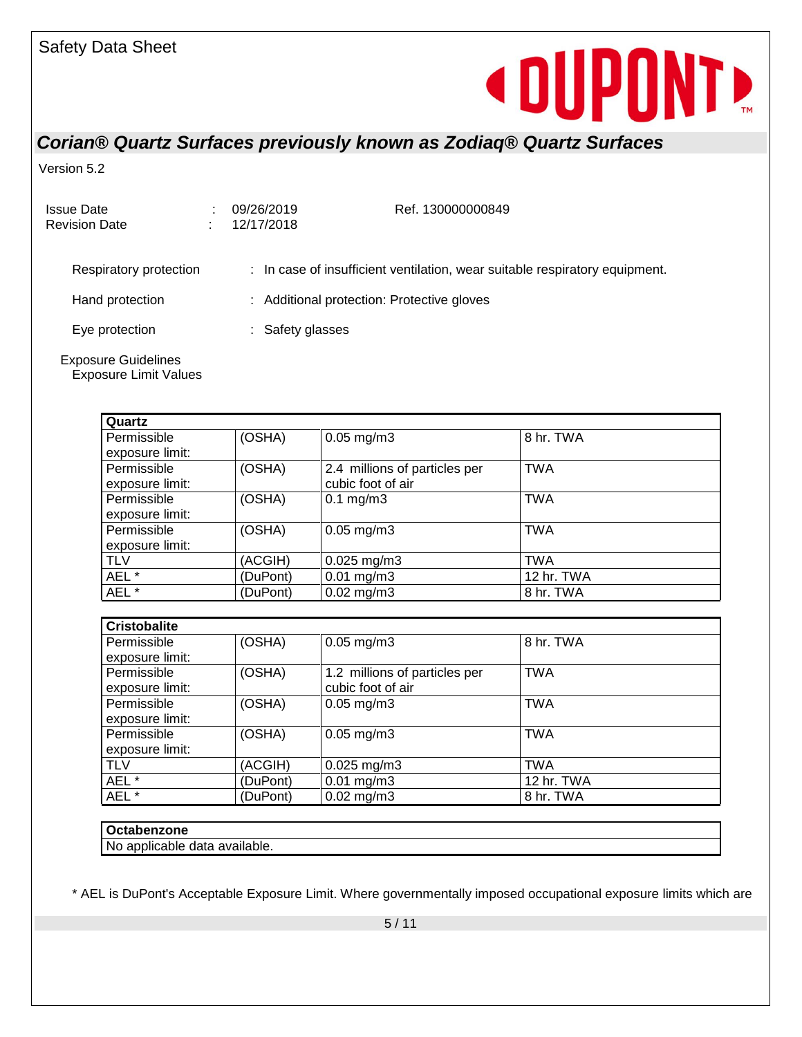Respiratory protection : In case of insufficient ventilation, wear suitable respiratory equipment.

Hand protection : Additional protection: Protective gloves

Eye protection : Safety glasses

Exposure Guidelines

Exposure Limit Values

| Quartz | | | |
|---|---|---|---|
| Permissible exposure limit: | (OSHA) | 0.05 mg/m3 | 8 hr. TWA |
| Permissible exposure limit: | (OSHA) | 2.4 millions of particles per cubic foot of air | TWA |
| Permissible exposure limit: | (OSHA) | 0.1 mg/m3 | TWA |
| Permissible exposure limit: | (OSHA) | 0.05 mg/m3 | TWA |
| TLV | (ACGIH) | 0.025 mg/m3 | TWA |
| AEL * | (DuPont) | 0.01 mg/m3 | 12 hr. TWA |
| AEL * | (DuPont) | 0.02 mg/m3 | 8 hr. TWA |

| Cristobalite | | | |
|---|---|---|---|
| Permissible exposure limit: | (OSHA) | 0.05 mg/m3 | 8 hr. TWA |
| Permissible exposure limit: | (OSHA) | 1.2 millions of particles per cubic foot of air | TWA |
| Permissible exposure limit: | (OSHA) | 0.05 mg/m3 | TWA |
| Permissible exposure limit: | (OSHA) | 0.05 mg/m3 | TWA |
| TLV | (ACGIH) | 0.025 mg/m3 | TWA |
| AEL * | (DuPont) | 0.01 mg/m3 | 12 hr. TWA |
| AEL * | (DuPont) | 0.02 mg/m3 | 8 hr. TWA |

| Octabenzone |
|---|
| No applicable data available. |

* AEL is DuPont's Acceptable Exposure Limit. Where governmentally imposed occupational exposure limits which are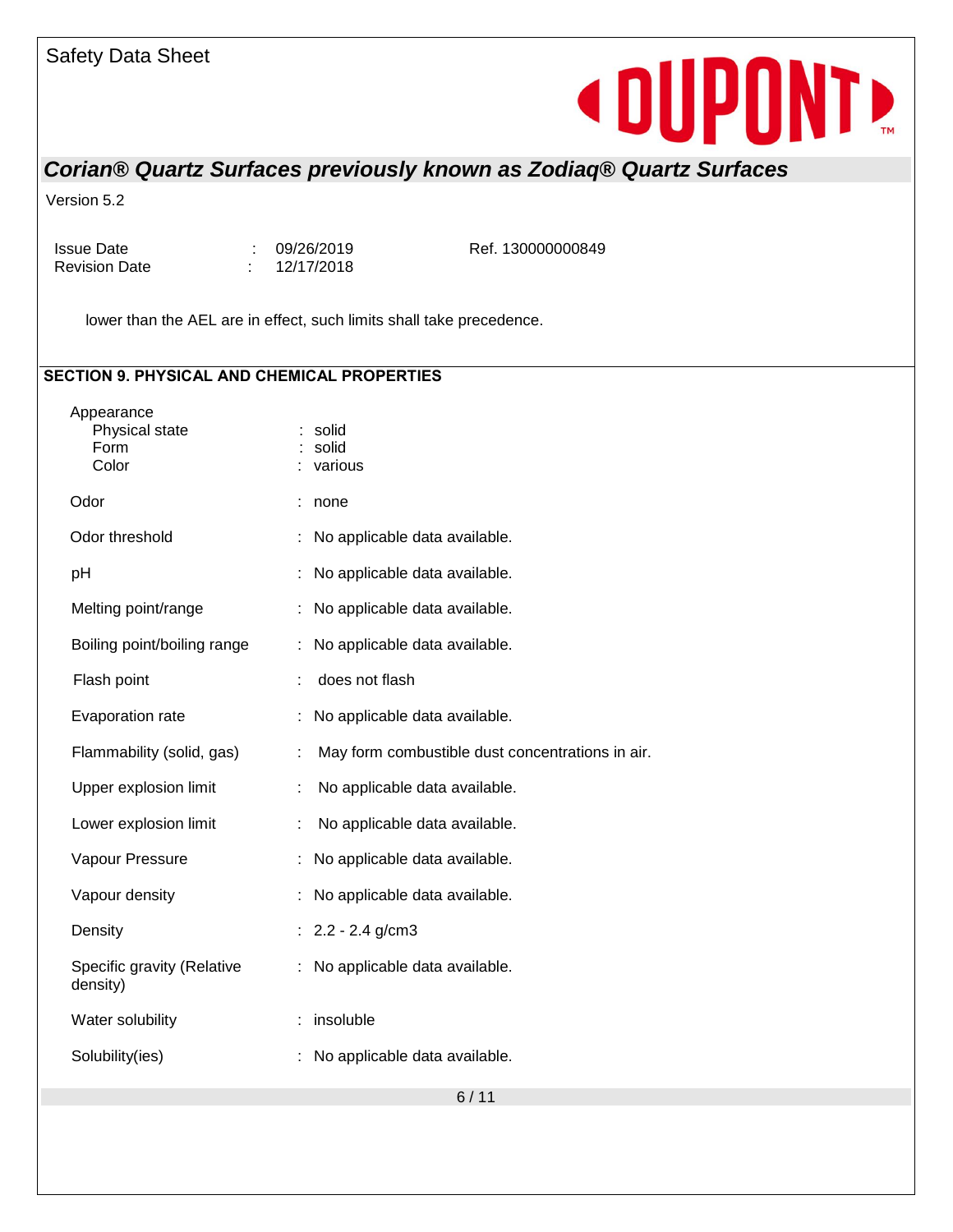lower than the AEL are in effect, such limits shall take precedence.

## SECTION 9. PHYSICAL AND CHEMICAL PROPERTIES

| | |
|---|---|
| Appearance | |
| Physical state | : solid |
| Form | : solid |
| Color | : various |
| Odor | : none |
| Odor threshold | : No applicable data available. |
| pH | : No applicable data available. |
| Melting point/range | : No applicable data available. |
| Boiling point/boiling range | : No applicable data available. |
| Flash point | : does not flash |
| Evaporation rate | : No applicable data available. |
| Flammability (solid, gas) | : May form combustible dust concentrations in air. |
| Upper explosion limit | : No applicable data available. |
| Lower explosion limit | : No applicable data available. |
| Vapour Pressure | : No applicable data available. |
| Vapour density | : No applicable data available. |
| Density | : 2.2 - 2.4 g/cm3 |
| Specific gravity (Relative density) | : No applicable data available. |
| Water solubility | : insoluble |
| Solubility(ies) | : No applicable data available. |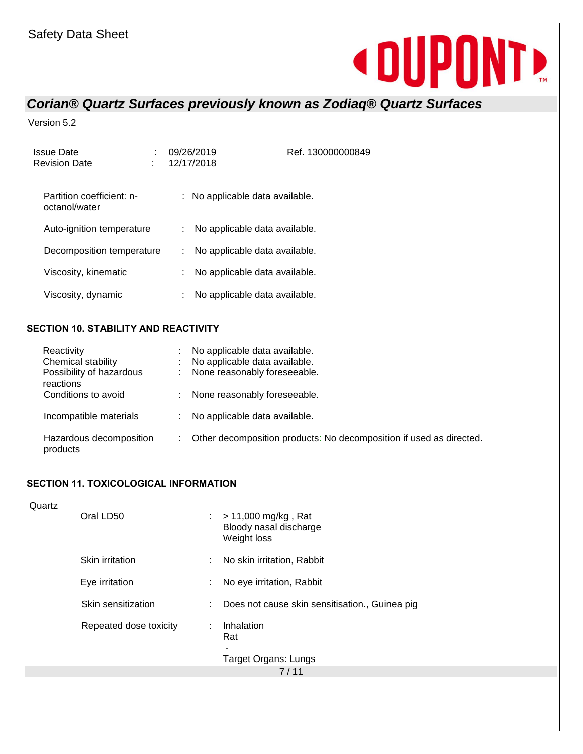| | | |
|---|---|---|
| Partition coefficient: n-octanol/water | : | No applicable data available. |
| Auto-ignition temperature | : | No applicable data available. |
| Decomposition temperature | : | No applicable data available. |
| Viscosity, kinematic | : | No applicable data available. |
| Viscosity, dynamic | : | No applicable data available. |

## SECTION 10. STABILITY AND REACTIVITY

| | | |
|---|---|---|
| Reactivity | : | No applicable data available. |
| Chemical stability | : | No applicable data available. |
| Possibility of hazardous reactions | : | None reasonably foreseeable. |
| Conditions to avoid | : | None reasonably foreseeable. |
| Incompatible materials | : | No applicable data available. |
| Hazardous decomposition products | : | Other decomposition products: No decomposition if used as directed. |

## SECTION 11. TOXICOLOGICAL INFORMATION

Quartz

| | | |
|---|---|---|
| Oral LD50 | : | > 11,000 mg/kg , Rat<br>Bloody nasal discharge<br>Weight loss |
| Skin irritation | : | No skin irritation, Rabbit |
| Eye irritation | : | No eye irritation, Rabbit |
| Skin sensitization | : | Does not cause skin sensitisation., Guinea pig |
| Repeated dose toxicity | : | Inhalation<br>Rat<br>-<br>Target Organs: Lungs |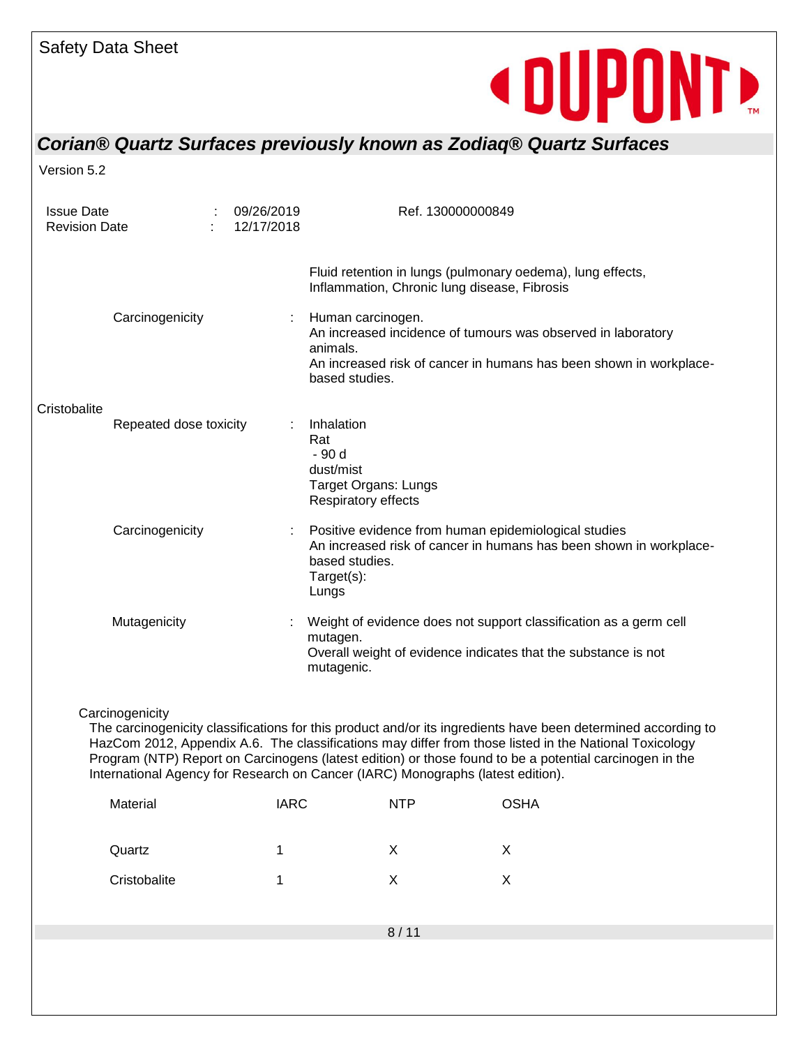Fluid retention in lungs (pulmonary oedema), lung effects, Inflammation, Chronic lung disease, Fibrosis

Carcinogenicity : Human carcinogen.
An increased incidence of tumours was observed in laboratory animals.
An increased risk of cancer in humans has been shown in workplace-based studies.

Cristobalite

Repeated dose toxicity : Inhalation
Rat
- 90 d
dust/mist
Target Organs: Lungs
Respiratory effects

Carcinogenicity : Positive evidence from human epidemiological studies
An increased risk of cancer in humans has been shown in workplace-based studies.
Target(s):
Lungs

Mutagenicity : Weight of evidence does not support classification as a germ cell mutagen.
Overall weight of evidence indicates that the substance is not mutagenic.

Carcinogenicity

The carcinogenicity classifications for this product and/or its ingredients have been determined according to HazCom 2012, Appendix A.6. The classifications may differ from those listed in the National Toxicology Program (NTP) Report on Carcinogens (latest edition) or those found to be a potential carcinogen in the International Agency for Research on Cancer (IARC) Monographs (latest edition).

| Material | IARC | NTP | OSHA |
|---|---|---|---|
| Quartz | 1 | X | X |
| Cristobalite | 1 | X | X |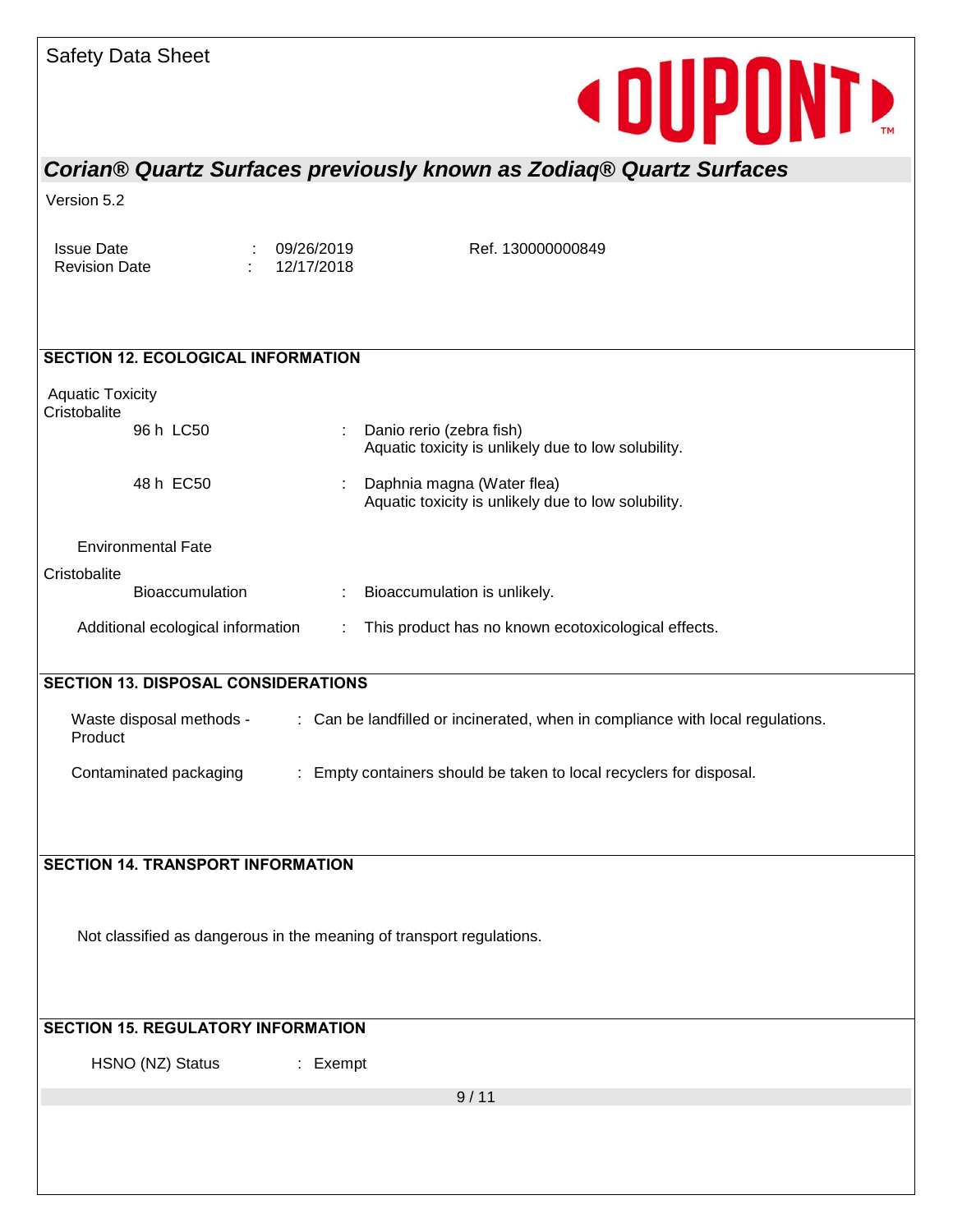## SECTION 12. ECOLOGICAL INFORMATION

Aquatic Toxicity

Cristobalite

| | | |
|---|---|---|
| 96 h LC50 | : | Danio rerio (zebra fish)<br>Aquatic toxicity is unlikely due to low solubility. |
| 48 h EC50 | : | Daphnia magna (Water flea)<br>Aquatic toxicity is unlikely due to low solubility. |

Environmental Fate

Cristobalite

| | | |
|---|---|---|
| Bioaccumulation | : | Bioaccumulation is unlikely. |
| Additional ecological information | : | This product has no known ecotoxicological effects. |

## SECTION 13. DISPOSAL CONSIDERATIONS

| | | |
|---|---|---|
| Waste disposal methods - Product | : | Can be landfilled or incinerated, when in compliance with local regulations. |
| Contaminated packaging | : | Empty containers should be taken to local recyclers for disposal. |

## SECTION 14. TRANSPORT INFORMATION

Not classified as dangerous in the meaning of transport regulations.

## SECTION 15. REGULATORY INFORMATION

| | | |
|---|---|---|
| HSNO (NZ) Status | : | Exempt |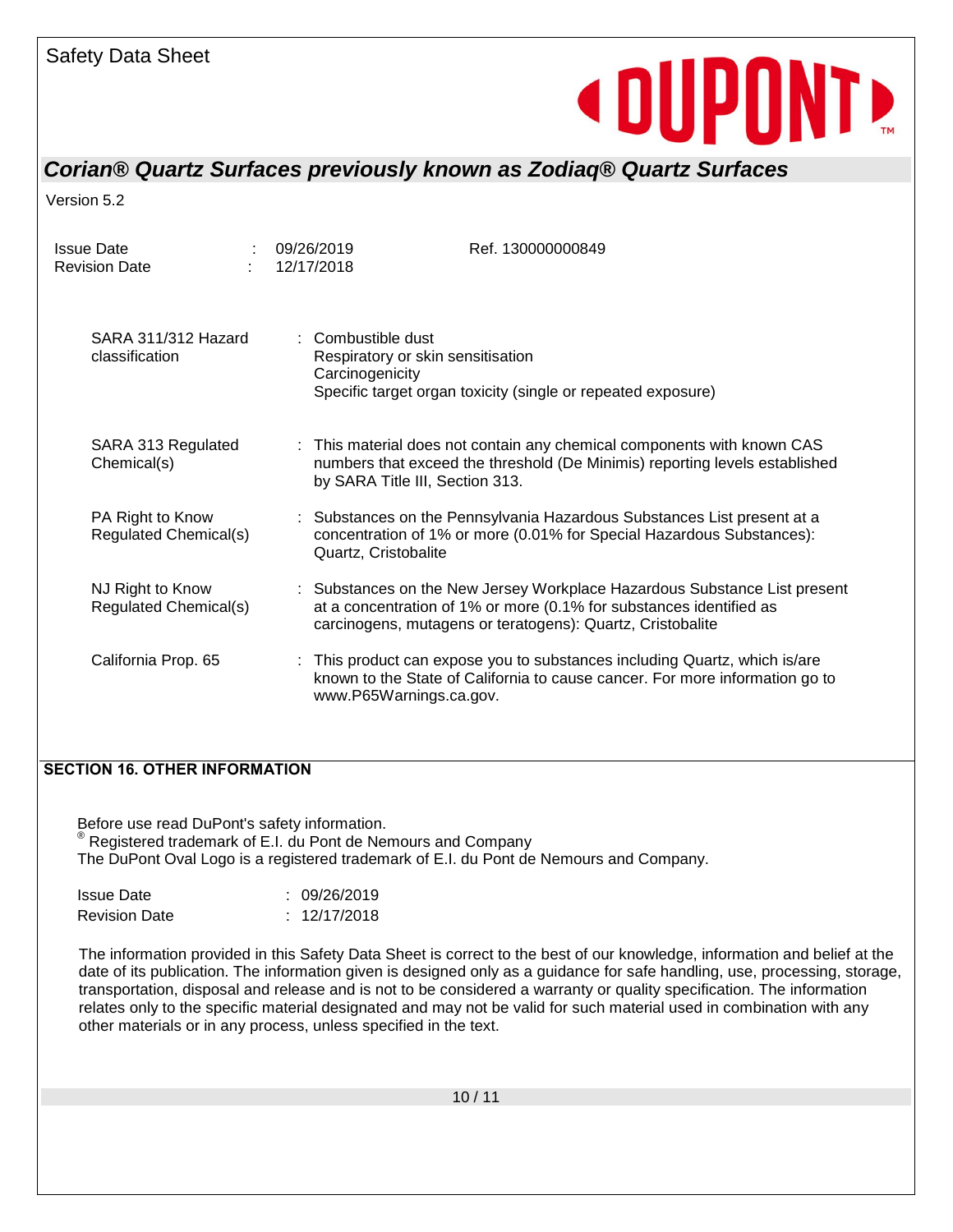| | | |
|---|---|---|
| SARA 311/312 Hazard classification | : | Combustible dust<br>Respiratory or skin sensitisation<br>Carcinogenicity<br>Specific target organ toxicity (single or repeated exposure) |
| SARA 313 Regulated Chemical(s) | : | This material does not contain any chemical components with known CAS numbers that exceed the threshold (De Minimis) reporting levels established by SARA Title III, Section 313. |
| PA Right to Know Regulated Chemical(s) | : | Substances on the Pennsylvania Hazardous Substances List present at a concentration of 1% or more (0.01% for Special Hazardous Substances): Quartz, Cristobalite |
| NJ Right to Know Regulated Chemical(s) | : | Substances on the New Jersey Workplace Hazardous Substance List present at a concentration of 1% or more (0.1% for substances identified as carcinogens, mutagens or teratogens): Quartz, Cristobalite |
| California Prop. 65 | : | This product can expose you to substances including Quartz, which is/are known to the State of California to cause cancer. For more information go to www.P65Warnings.ca.gov. |

## SECTION 16. OTHER INFORMATION

Before use read DuPont's safety information.
® Registered trademark of E.I. du Pont de Nemours and Company
The DuPont Oval Logo is a registered trademark of E.I. du Pont de Nemours and Company.

| | | |
|---|---|---|
| Issue Date | : | 09/26/2019 |
| Revision Date | : | 12/17/2018 |

The information provided in this Safety Data Sheet is correct to the best of our knowledge, information and belief at the date of its publication. The information given is designed only as a guidance for safe handling, use, processing, storage, transportation, disposal and release and is not to be considered a warranty or quality specification. The information relates only to the specific material designated and may not be valid for such material used in combination with any other materials or in any process, unless specified in the text.